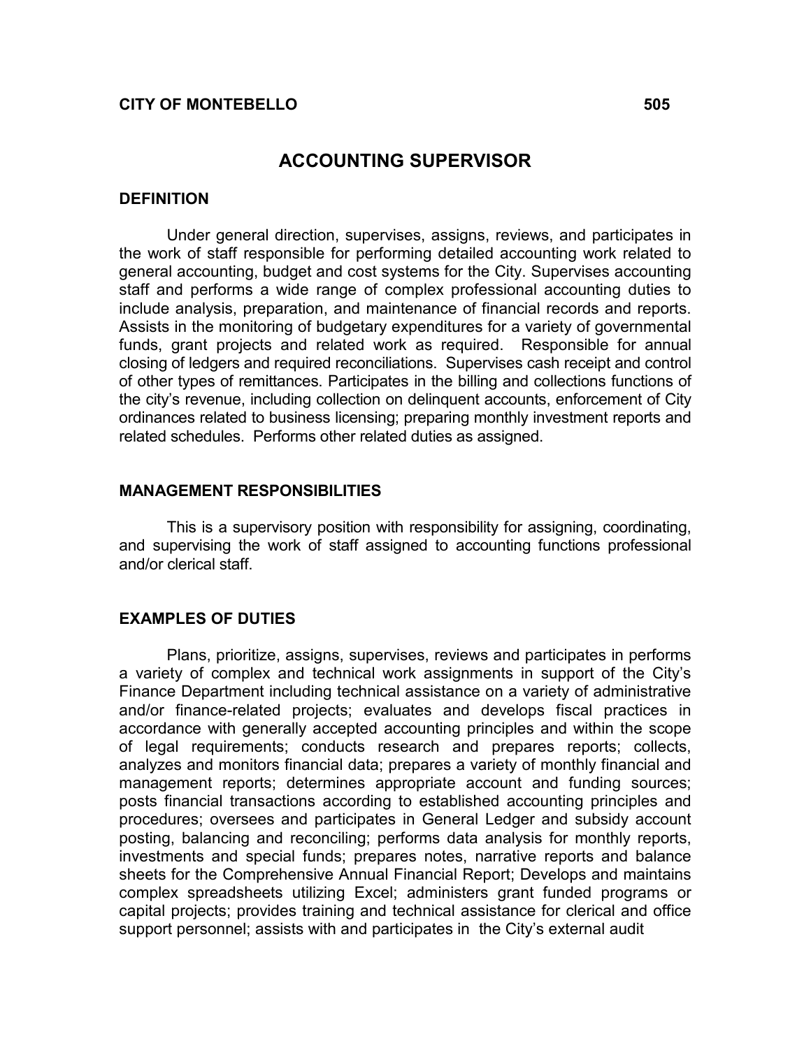**CITY OF MONTEBELLO** **505**

# ACCOUNTING SUPERVISOR

## DEFINITION

Under general direction, supervises, assigns, reviews, and participates in the work of staff responsible for performing detailed accounting work related to general accounting, budget and cost systems for the City. Supervises accounting staff and performs a wide range of complex professional accounting duties to include analysis, preparation, and maintenance of financial records and reports. Assists in the monitoring of budgetary expenditures for a variety of governmental funds, grant projects and related work as required. Responsible for annual closing of ledgers and required reconciliations. Supervises cash receipt and control of other types of remittances. Participates in the billing and collections functions of the city's revenue, including collection on delinquent accounts, enforcement of City ordinances related to business licensing; preparing monthly investment reports and related schedules. Performs other related duties as assigned.

## MANAGEMENT RESPONSIBILITIES

This is a supervisory position with responsibility for assigning, coordinating, and supervising the work of staff assigned to accounting functions professional and/or clerical staff.

## EXAMPLES OF DUTIES

Plans, prioritize, assigns, supervises, reviews and participates in performs a variety of complex and technical work assignments in support of the City's Finance Department including technical assistance on a variety of administrative and/or finance-related projects; evaluates and develops fiscal practices in accordance with generally accepted accounting principles and within the scope of legal requirements; conducts research and prepares reports; collects, analyzes and monitors financial data; prepares a variety of monthly financial and management reports; determines appropriate account and funding sources; posts financial transactions according to established accounting principles and procedures; oversees and participates in General Ledger and subsidy account posting, balancing and reconciling; performs data analysis for monthly reports, investments and special funds; prepares notes, narrative reports and balance sheets for the Comprehensive Annual Financial Report; Develops and maintains complex spreadsheets utilizing Excel; administers grant funded programs or capital projects; provides training and technical assistance for clerical and office support personnel; assists with and participates in the City's external audit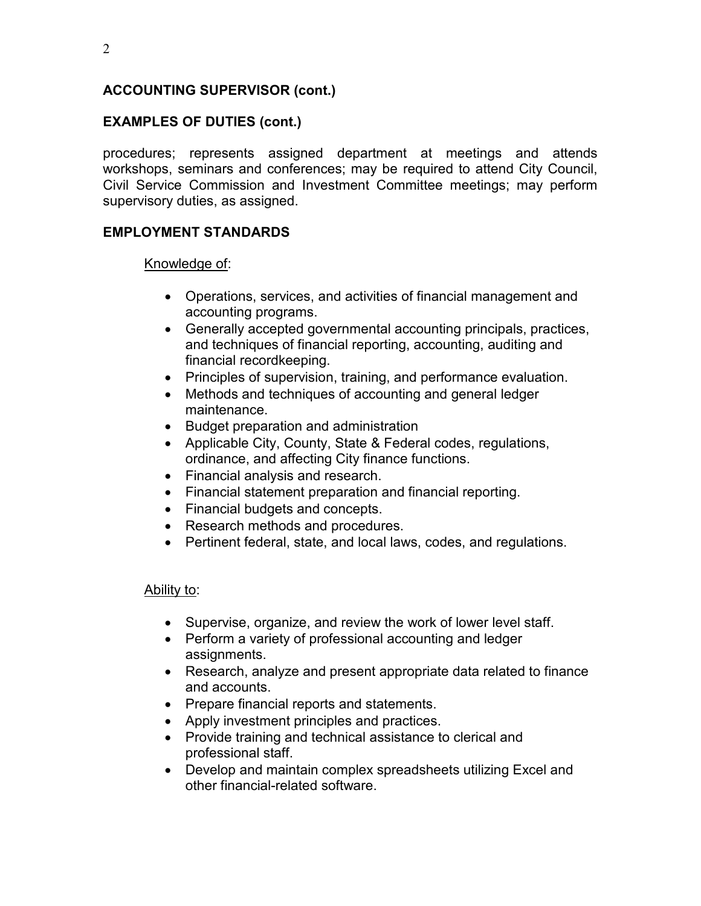**ACCOUNTING SUPERVISOR (cont.)**

**EXAMPLES OF DUTIES (cont.)**

procedures; represents assigned department at meetings and attends workshops, seminars and conferences; may be required to attend City Council, Civil Service Commission and Investment Committee meetings; may perform supervisory duties, as assigned.

**EMPLOYMENT STANDARDS**

Knowledge of:

- Operations, services, and activities of financial management and accounting programs.
- Generally accepted governmental accounting principals, practices, and techniques of financial reporting, accounting, auditing and financial recordkeeping.
- Principles of supervision, training, and performance evaluation.
- Methods and techniques of accounting and general ledger maintenance.
- Budget preparation and administration
- Applicable City, County, State & Federal codes, regulations, ordinance, and affecting City finance functions.
- Financial analysis and research.
- Financial statement preparation and financial reporting.
- Financial budgets and concepts.
- Research methods and procedures.
- Pertinent federal, state, and local laws, codes, and regulations.

Ability to:

- Supervise, organize, and review the work of lower level staff.
- Perform a variety of professional accounting and ledger assignments.
- Research, analyze and present appropriate data related to finance and accounts.
- Prepare financial reports and statements.
- Apply investment principles and practices.
- Provide training and technical assistance to clerical and professional staff.
- Develop and maintain complex spreadsheets utilizing Excel and other financial-related software.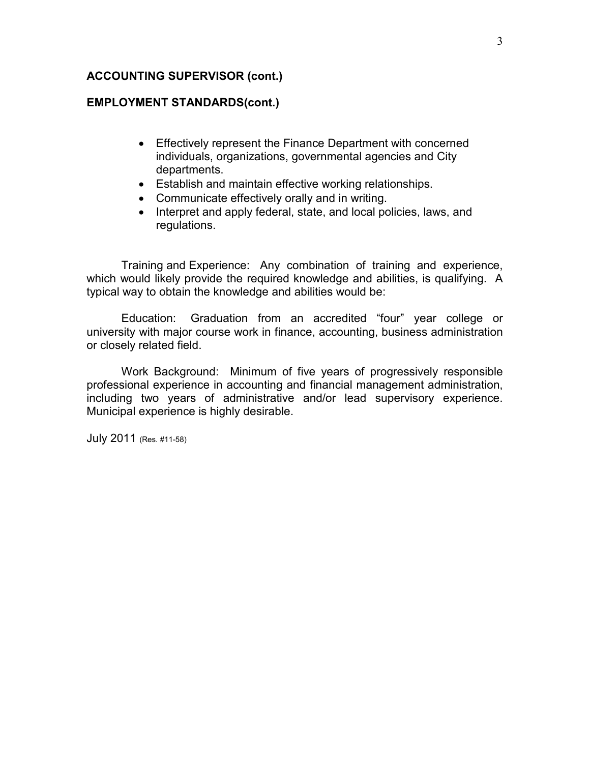**ACCOUNTING SUPERVISOR (cont.)**

**EMPLOYMENT STANDARDS(cont.)**

- Effectively represent the Finance Department with concerned individuals, organizations, governmental agencies and City departments.
- Establish and maintain effective working relationships.
- Communicate effectively orally and in writing.
- Interpret and apply federal, state, and local policies, laws, and regulations.

Training and Experience: Any combination of training and experience, which would likely provide the required knowledge and abilities, is qualifying. A typical way to obtain the knowledge and abilities would be:

Education: Graduation from an accredited "four" year college or university with major course work in finance, accounting, business administration or closely related field.

Work Background: Minimum of five years of progressively responsible professional experience in accounting and financial management administration, including two years of administrative and/or lead supervisory experience. Municipal experience is highly desirable.

July 2011 (Res. #11-58)